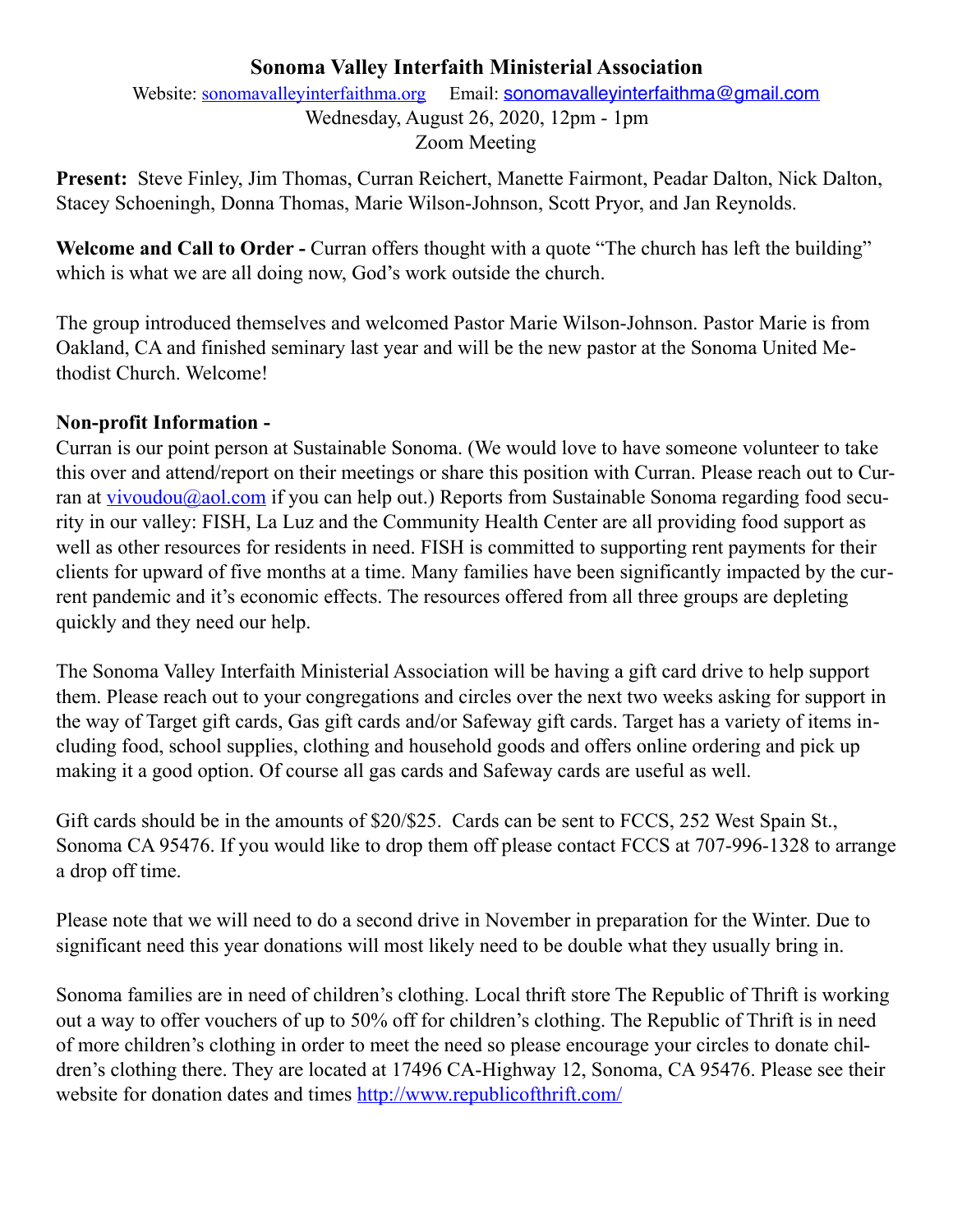# Sonoma Valley Interfaith Ministerial Association

Website: [sonomavalleyinterfaithma.org](http://sonomavalleyinterfaithma.org) Email: [sonomavalleyinterfaithma@gmail.com](mailto:sonomavalleyinterfaithma@gmail.com)
Wednesday, August 26, 2020, 12pm - 1pm
Zoom Meeting

**Present:** Steve Finley, Jim Thomas, Curran Reichert, Manette Fairmont, Peadar Dalton, Nick Dalton, Stacey Schoeningh, Donna Thomas, Marie Wilson-Johnson, Scott Pryor, and Jan Reynolds.

**Welcome and Call to Order -** Curran offers thought with a quote "The church has left the building" which is what we are all doing now, God's work outside the church.

The group introduced themselves and welcomed Pastor Marie Wilson-Johnson. Pastor Marie is from Oakland, CA and finished seminary last year and will be the new pastor at the Sonoma United Methodist Church. Welcome!

**Non-profit Information -**

Curran is our point person at Sustainable Sonoma. (We would love to have someone volunteer to take this over and attend/report on their meetings or share this position with Curran. Please reach out to Curran at [vivoudou@aol.com](mailto:vivoudou@aol.com) if you can help out.) Reports from Sustainable Sonoma regarding food security in our valley: FISH, La Luz and the Community Health Center are all providing food support as well as other resources for residents in need. FISH is committed to supporting rent payments for their clients for upward of five months at a time. Many families have been significantly impacted by the current pandemic and it's economic effects. The resources offered from all three groups are depleting quickly and they need our help.

The Sonoma Valley Interfaith Ministerial Association will be having a gift card drive to help support them. Please reach out to your congregations and circles over the next two weeks asking for support in the way of Target gift cards, Gas gift cards and/or Safeway gift cards. Target has a variety of items including food, school supplies, clothing and household goods and offers online ordering and pick up making it a good option. Of course all gas cards and Safeway cards are useful as well.

Gift cards should be in the amounts of $20/$25. Cards can be sent to FCCS, 252 West Spain St., Sonoma CA 95476. If you would like to drop them off please contact FCCS at 707-996-1328 to arrange a drop off time.

Please note that we will need to do a second drive in November in preparation for the Winter. Due to significant need this year donations will most likely need to be double what they usually bring in.

Sonoma families are in need of children's clothing. Local thrift store The Republic of Thrift is working out a way to offer vouchers of up to 50% off for children's clothing. The Republic of Thrift is in need of more children's clothing in order to meet the need so please encourage your circles to donate children's clothing there. They are located at 17496 CA-Highway 12, Sonoma, CA 95476. Please see their website for donation dates and times [http://www.republicofthrift.com/](http://www.republicofthrift.com/)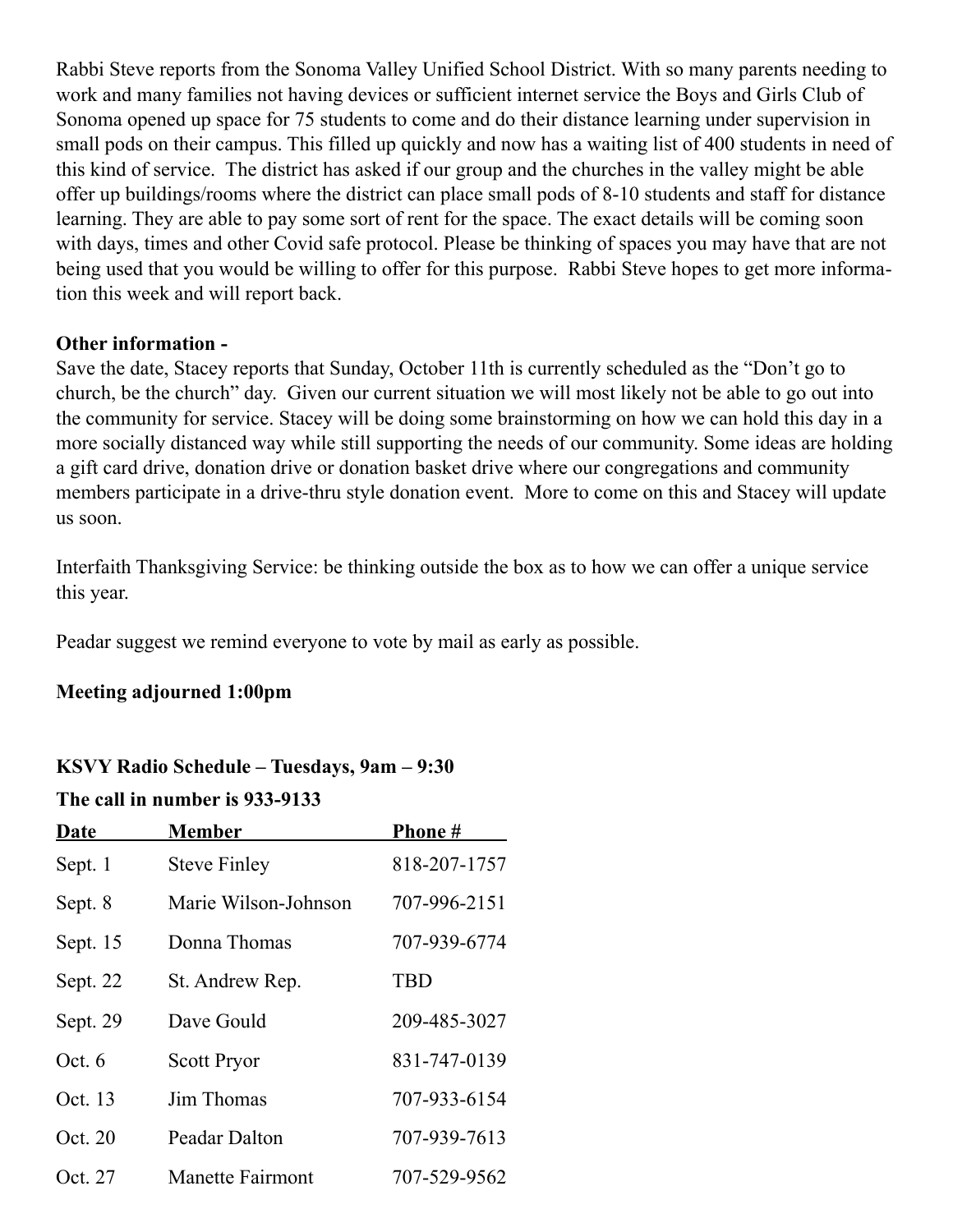Rabbi Steve reports from the Sonoma Valley Unified School District. With so many parents needing to work and many families not having devices or sufficient internet service the Boys and Girls Club of Sonoma opened up space for 75 students to come and do their distance learning under supervision in small pods on their campus. This filled up quickly and now has a waiting list of 400 students in need of this kind of service. The district has asked if our group and the churches in the valley might be able offer up buildings/rooms where the district can place small pods of 8-10 students and staff for distance learning. They are able to pay some sort of rent for the space. The exact details will be coming soon with days, times and other Covid safe protocol. Please be thinking of spaces you may have that are not being used that you would be willing to offer for this purpose. Rabbi Steve hopes to get more information this week and will report back.

**Other information -**

Save the date, Stacey reports that Sunday, October 11th is currently scheduled as the "Don't go to church, be the church" day. Given our current situation we will most likely not be able to go out into the community for service. Stacey will be doing some brainstorming on how we can hold this day in a more socially distanced way while still supporting the needs of our community. Some ideas are holding a gift card drive, donation drive or donation basket drive where our congregations and community members participate in a drive-thru style donation event. More to come on this and Stacey will update us soon.

Interfaith Thanksgiving Service: be thinking outside the box as to how we can offer a unique service this year.

Peadar suggest we remind everyone to vote by mail as early as possible.

**Meeting adjourned 1:00pm**

**KSVY Radio Schedule – Tuesdays, 9am – 9:30**

**The call in number is 933-9133**

| Date | Member | Phone # |
|---|---|---|
| Sept. 1 | Steve Finley | 818-207-1757 |
| Sept. 8 | Marie Wilson-Johnson | 707-996-2151 |
| Sept. 15 | Donna Thomas | 707-939-6774 |
| Sept. 22 | St. Andrew Rep. | TBD |
| Sept. 29 | Dave Gould | 209-485-3027 |
| Oct. 6 | Scott Pryor | 831-747-0139 |
| Oct. 13 | Jim Thomas | 707-933-6154 |
| Oct. 20 | Peadar Dalton | 707-939-7613 |
| Oct. 27 | Manette Fairmont | 707-529-9562 |